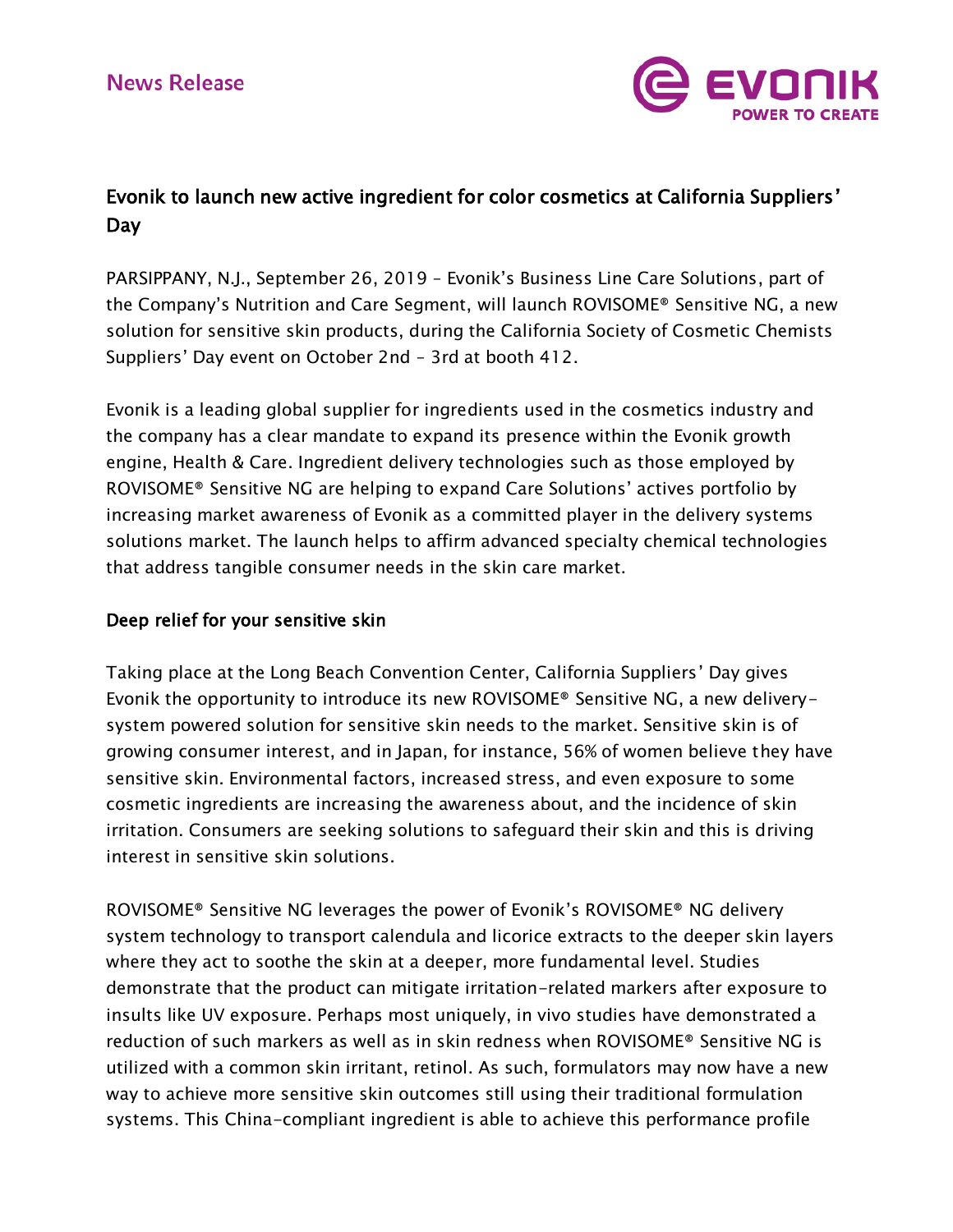# News Release

## Evonik to launch new active ingredient for color cosmetics at California Suppliers' Day

PARSIPPANY, N.J., September 26, 2019 – Evonik's Business Line Care Solutions, part of the Company's Nutrition and Care Segment, will launch ROVISOME® Sensitive NG, a new solution for sensitive skin products, during the California Society of Cosmetic Chemists Suppliers' Day event on October 2nd – 3rd at booth 412.

Evonik is a leading global supplier for ingredients used in the cosmetics industry and the company has a clear mandate to expand its presence within the Evonik growth engine, Health & Care. Ingredient delivery technologies such as those employed by ROVISOME® Sensitive NG are helping to expand Care Solutions' actives portfolio by increasing market awareness of Evonik as a committed player in the delivery systems solutions market. The launch helps to affirm advanced specialty chemical technologies that address tangible consumer needs in the skin care market.

### Deep relief for your sensitive skin

Taking place at the Long Beach Convention Center, California Suppliers' Day gives Evonik the opportunity to introduce its new ROVISOME® Sensitive NG, a new delivery-system powered solution for sensitive skin needs to the market. Sensitive skin is of growing consumer interest, and in Japan, for instance, 56% of women believe they have sensitive skin. Environmental factors, increased stress, and even exposure to some cosmetic ingredients are increasing the awareness about, and the incidence of skin irritation. Consumers are seeking solutions to safeguard their skin and this is driving interest in sensitive skin solutions.

ROVISOME® Sensitive NG leverages the power of Evonik's ROVISOME® NG delivery system technology to transport calendula and licorice extracts to the deeper skin layers where they act to soothe the skin at a deeper, more fundamental level. Studies demonstrate that the product can mitigate irritation-related markers after exposure to insults like UV exposure. Perhaps most uniquely, in vivo studies have demonstrated a reduction of such markers as well as in skin redness when ROVISOME® Sensitive NG is utilized with a common skin irritant, retinol. As such, formulators may now have a new way to achieve more sensitive skin outcomes still using their traditional formulation systems. This China-compliant ingredient is able to achieve this performance profile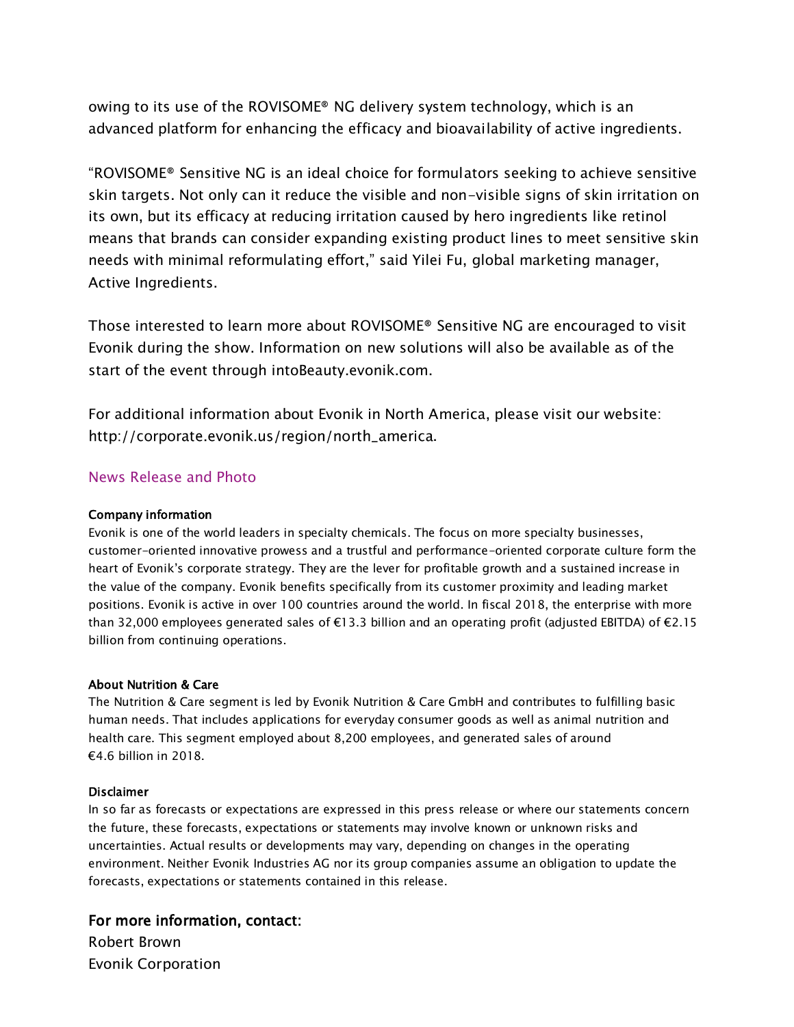owing to its use of the ROVISOME® NG delivery system technology, which is an advanced platform for enhancing the efficacy and bioavailability of active ingredients.

"ROVISOME® Sensitive NG is an ideal choice for formulators seeking to achieve sensitive skin targets. Not only can it reduce the visible and non-visible signs of skin irritation on its own, but its efficacy at reducing irritation caused by hero ingredients like retinol means that brands can consider expanding existing product lines to meet sensitive skin needs with minimal reformulating effort," said Yilei Fu, global marketing manager, Active Ingredients.

Those interested to learn more about ROVISOME® Sensitive NG are encouraged to visit Evonik during the show. Information on new solutions will also be available as of the start of the event through intoBeauty.evonik.com.

For additional information about Evonik in North America, please visit our website: http://corporate.evonik.us/region/north_america.

News Release and Photo

**Company information**

Evonik is one of the world leaders in specialty chemicals. The focus on more specialty businesses, customer-oriented innovative prowess and a trustful and performance-oriented corporate culture form the heart of Evonik's corporate strategy. They are the lever for profitable growth and a sustained increase in the value of the company. Evonik benefits specifically from its customer proximity and leading market positions. Evonik is active in over 100 countries around the world. In fiscal 2018, the enterprise with more than 32,000 employees generated sales of €13.3 billion and an operating profit (adjusted EBITDA) of €2.15 billion from continuing operations.

**About Nutrition & Care**

The Nutrition & Care segment is led by Evonik Nutrition & Care GmbH and contributes to fulfilling basic human needs. That includes applications for everyday consumer goods as well as animal nutrition and health care. This segment employed about 8,200 employees, and generated sales of around €4.6 billion in 2018.

**Disclaimer**

In so far as forecasts or expectations are expressed in this press release or where our statements concern the future, these forecasts, expectations or statements may involve known or unknown risks and uncertainties. Actual results or developments may vary, depending on changes in the operating environment. Neither Evonik Industries AG nor its group companies assume an obligation to update the forecasts, expectations or statements contained in this release.

## For more information, contact:

Robert Brown
Evonik Corporation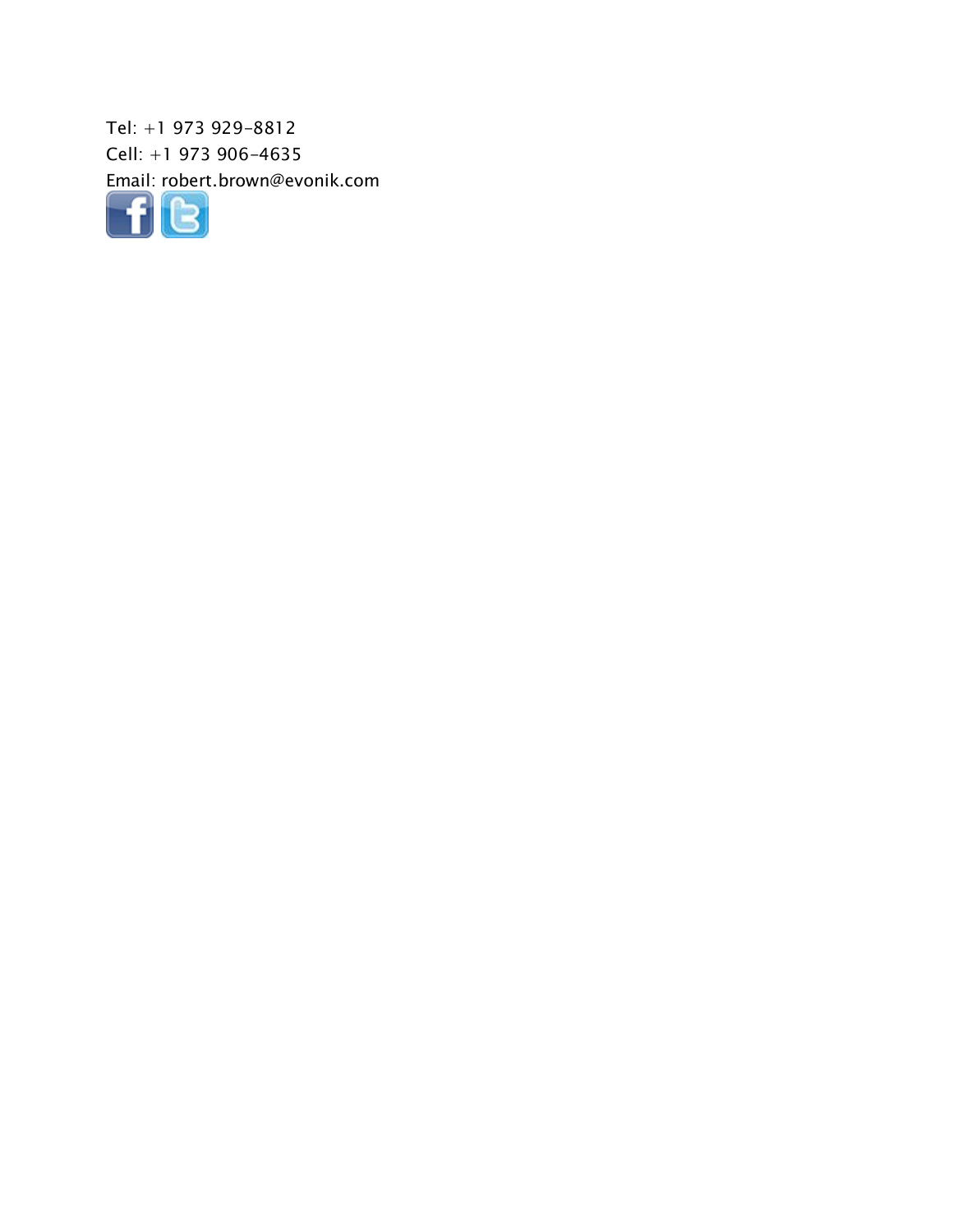Tel: +1 973 929-8812
Cell: +1 973 906-4635
Email: robert.brown@evonik.com